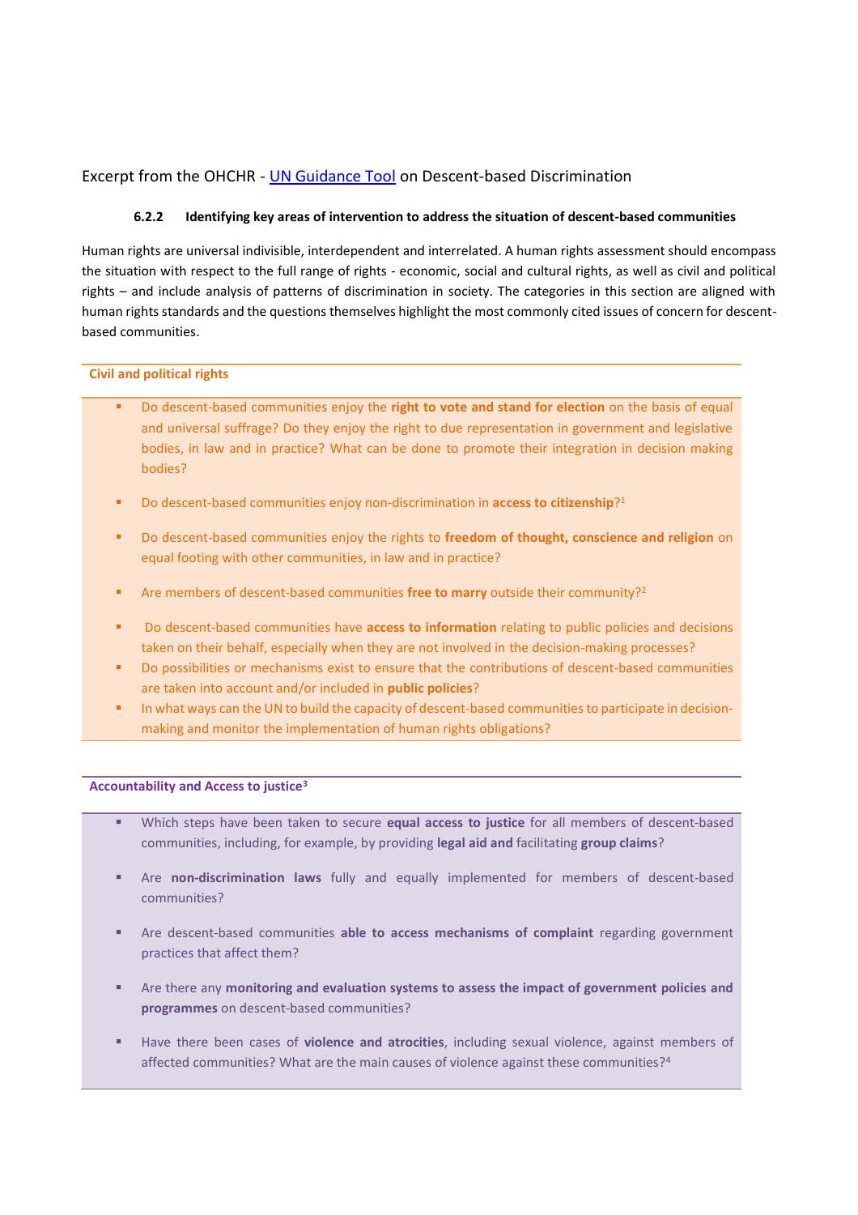Excerpt from the OHCHR - [UN Guidance Tool]() on Descent-based Discrimination

#### 6.2.2 Identifying key areas of intervention to address the situation of descent-based communities

Human rights are universal indivisible, interdependent and interrelated. A human rights assessment should encompass the situation with respect to the full range of rights - economic, social and cultural rights, as well as civil and political rights – and include analysis of patterns of discrimination in society. The categories in this section are aligned with human rights standards and the questions themselves highlight the most commonly cited issues of concern for descent-based communities.

**Civil and political rights**

- Do descent-based communities enjoy the **right to vote and stand for election** on the basis of equal and universal suffrage? Do they enjoy the right to due representation in government and legislative bodies, in law and in practice? What can be done to promote their integration in decision making bodies?
- Do descent-based communities enjoy non-discrimination in **access to citizenship**?[1]
- Do descent-based communities enjoy the rights to **freedom of thought, conscience and religion** on equal footing with other communities, in law and in practice?
- Are members of descent-based communities **free to marry** outside their community?[2]
- Do descent-based communities have **access to information** relating to public policies and decisions taken on their behalf, especially when they are not involved in the decision-making processes?
- Do possibilities or mechanisms exist to ensure that the contributions of descent-based communities are taken into account and/or included in **public policies**?
- In what ways can the UN to build the capacity of descent-based communities to participate in decision-making and monitor the implementation of human rights obligations?

**Accountability and Access to justice**[3]

- Which steps have been taken to secure **equal access to justice** for all members of descent-based communities, including, for example, by providing **legal aid and** facilitating **group claims**?
- Are **non-discrimination laws** fully and equally implemented for members of descent-based communities?
- Are descent-based communities **able to access mechanisms of complaint** regarding government practices that affect them?
- Are there any **monitoring and evaluation systems to assess the impact of government policies and programmes** on descent-based communities?
- Have there been cases of **violence and atrocities**, including sexual violence, against members of affected communities? What are the main causes of violence against these communities?[4]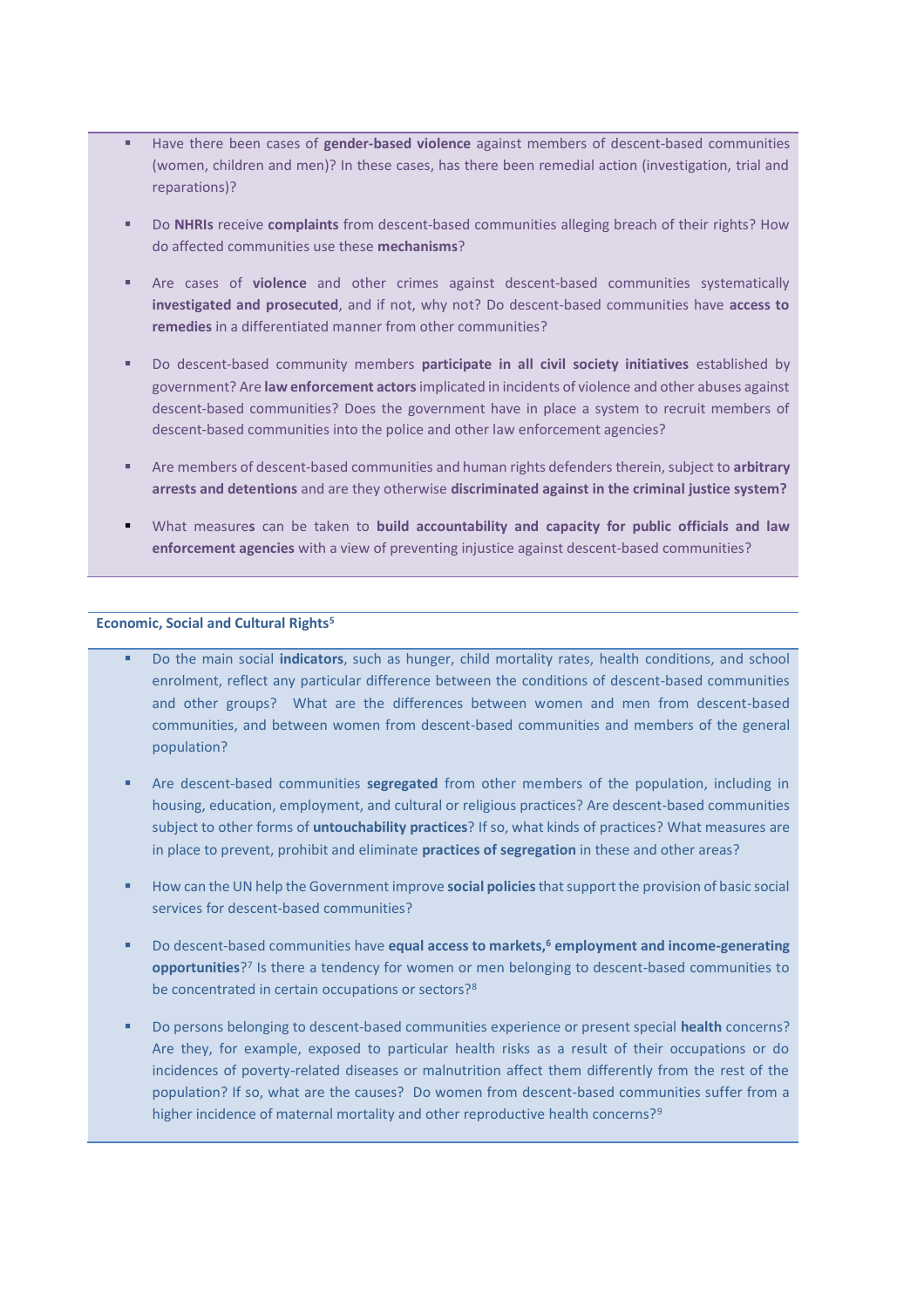- Have there been cases of **gender-based violence** against members of descent-based communities (women, children and men)? In these cases, has there been remedial action (investigation, trial and reparations)?

- Do **NHRIs** receive **complaints** from descent-based communities alleging breach of their rights? How do affected communities use these **mechanisms**?

- Are cases of **violence** and other crimes against descent-based communities systematically **investigated and prosecuted**, and if not, why not? Do descent-based communities have **access to remedies** in a differentiated manner from other communities?

- Do descent-based community members **participate in all civil society initiatives** established by government? Are **law enforcement actors** implicated in incidents of violence and other abuses against descent-based communities? Does the government have in place a system to recruit members of descent-based communities into the police and other law enforcement agencies?

- Are members of descent-based communities and human rights defenders therein, subject to **arbitrary arrests and detentions** and are they otherwise **discriminated against in the criminal justice system?**

- What measures can be taken to **build accountability and capacity for public officials and law enforcement agencies** with a view of preventing injustice against descent-based communities?

**Economic, Social and Cultural Rights**[5]

- Do the main social **indicators**, such as hunger, child mortality rates, health conditions, and school enrolment, reflect any particular difference between the conditions of descent-based communities and other groups? What are the differences between women and men from descent-based communities, and between women from descent-based communities and members of the general population?

- Are descent-based communities **segregated** from other members of the population, including in housing, education, employment, and cultural or religious practices? Are descent-based communities subject to other forms of **untouchability practices**? If so, what kinds of practices? What measures are in place to prevent, prohibit and eliminate **practices of segregation** in these and other areas?

- How can the UN help the Government improve **social policies** that support the provision of basic social services for descent-based communities?

- Do descent-based communities have **equal access to markets,**[6] **employment and income-generating opportunities**?[7] Is there a tendency for women or men belonging to descent-based communities to be concentrated in certain occupations or sectors?[8]

- Do persons belonging to descent-based communities experience or present special **health** concerns? Are they, for example, exposed to particular health risks as a result of their occupations or do incidences of poverty-related diseases or malnutrition affect them differently from the rest of the population? If so, what are the causes? Do women from descent-based communities suffer from a higher incidence of maternal mortality and other reproductive health concerns?[9]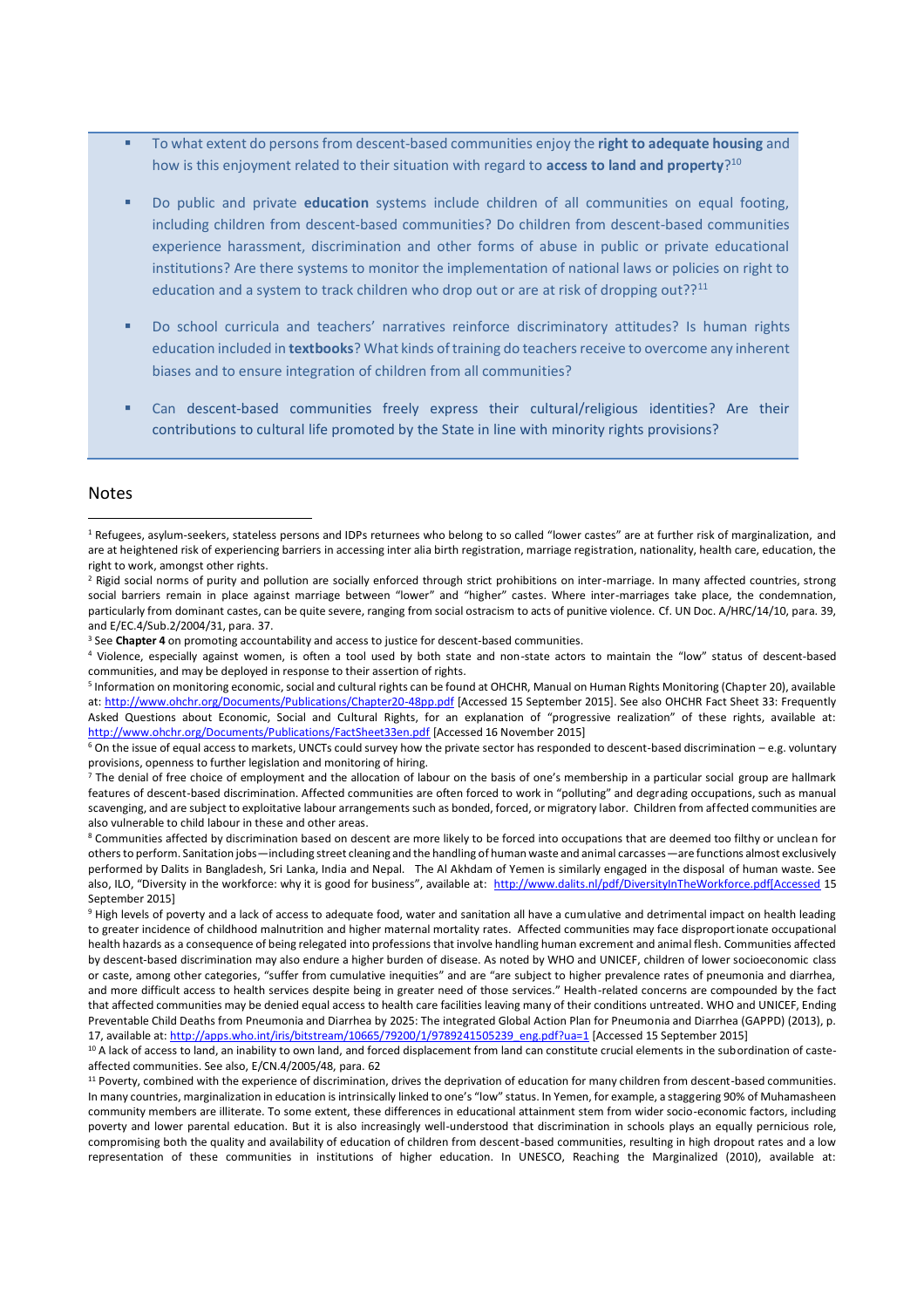- To what extent do persons from descent-based communities enjoy the **right to adequate housing** and how is this enjoyment related to their situation with regard to **access to land and property**?[10]

- Do public and private **education** systems include children of all communities on equal footing, including children from descent-based communities? Do children from descent-based communities experience harassment, discrimination and other forms of abuse in public or private educational institutions? Are there systems to monitor the implementation of national laws or policies on right to education and a system to track children who drop out or are at risk of dropping out??[11]

- Do school curricula and teachers' narratives reinforce discriminatory attitudes? Is human rights education included in **textbooks**? What kinds of training do teachers receive to overcome any inherent biases and to ensure integration of children from all communities?

- Can descent-based communities freely express their cultural/religious identities? Are their contributions to cultural life promoted by the State in line with minority rights provisions?

## Notes

[1] Refugees, asylum-seekers, stateless persons and IDPs returnees who belong to so called "lower castes" are at further risk of marginalization, and are at heightened risk of experiencing barriers in accessing inter alia birth registration, marriage registration, nationality, health care, education, the right to work, amongst other rights.

[2] Rigid social norms of purity and pollution are socially enforced through strict prohibitions on inter-marriage. In many affected countries, strong social barriers remain in place against marriage between "lower" and "higher" castes. Where inter-marriages take place, the condemnation, particularly from dominant castes, can be quite severe, ranging from social ostracism to acts of punitive violence. Cf. UN Doc. A/HRC/14/10, para. 39, and E/EC.4/Sub.2/2004/31, para. 37.

[3] See **Chapter 4** on promoting accountability and access to justice for descent-based communities.

[4] Violence, especially against women, is often a tool used by both state and non-state actors to maintain the "low" status of descent-based communities, and may be deployed in response to their assertion of rights.

[5] Information on monitoring economic, social and cultural rights can be found at OHCHR, Manual on Human Rights Monitoring (Chapter 20), available at: http://www.ohchr.org/Documents/Publications/Chapter20-48pp.pdf [Accessed 15 September 2015]. See also OHCHR Fact Sheet 33: Frequently Asked Questions about Economic, Social and Cultural Rights, for an explanation of "progressive realization" of these rights, available at: http://www.ohchr.org/Documents/Publications/FactSheet33en.pdf [Accessed 16 November 2015]

[6] On the issue of equal access to markets, UNCTs could survey how the private sector has responded to descent-based discrimination – e.g. voluntary provisions, openness to further legislation and monitoring of hiring.

[7] The denial of free choice of employment and the allocation of labour on the basis of one's membership in a particular social group are hallmark features of descent-based discrimination. Affected communities are often forced to work in "polluting" and degrading occupations, such as manual scavenging, and are subject to exploitative labour arrangements such as bonded, forced, or migratory labor. Children from affected communities are also vulnerable to child labour in these and other areas.

[8] Communities affected by discrimination based on descent are more likely to be forced into occupations that are deemed too filthy or unclean for others to perform. Sanitation jobs—including street cleaning and the handling of human waste and animal carcasses—are functions almost exclusively performed by Dalits in Bangladesh, Sri Lanka, India and Nepal. The Al Akhdam of Yemen is similarly engaged in the disposal of human waste. See also, ILO, "Diversity in the workforce: why it is good for business", available at: http://www.dalits.nl/pdf/DiversityInTheWorkforce.pdf[Accessed 15 September 2015]

[9] High levels of poverty and a lack of access to adequate food, water and sanitation all have a cumulative and detrimental impact on health leading to greater incidence of childhood malnutrition and higher maternal mortality rates. Affected communities may face disproportionate occupational health hazards as a consequence of being relegated into professions that involve handling human excrement and animal flesh. Communities affected by descent-based discrimination may also endure a higher burden of disease. As noted by WHO and UNICEF, children of lower socioeconomic class or caste, among other categories, "suffer from cumulative inequities" and are "are subject to higher prevalence rates of pneumonia and diarrhea, and more difficult access to health services despite being in greater need of those services." Health-related concerns are compounded by the fact that affected communities may be denied equal access to health care facilities leaving many of their conditions untreated. WHO and UNICEF, Ending Preventable Child Deaths from Pneumonia and Diarrhea by 2025: The integrated Global Action Plan for Pneumonia and Diarrhea (GAPPD) (2013), p. 17, available at: http://apps.who.int/iris/bitstream/10665/79200/1/9789241505239_eng.pdf?ua=1 [Accessed 15 September 2015]

[10] A lack of access to land, an inability to own land, and forced displacement from land can constitute crucial elements in the subordination of caste-affected communities. See also, E/CN.4/2005/48, para. 62

[11] Poverty, combined with the experience of discrimination, drives the deprivation of education for many children from descent-based communities. In many countries, marginalization in education is intrinsically linked to one's "low" status. In Yemen, for example, a staggering 90% of Muhamasheen community members are illiterate. To some extent, these differences in educational attainment stem from wider socio-economic factors, including poverty and lower parental education. But it is also increasingly well-understood that discrimination in schools plays an equally pernicious role, compromising both the quality and availability of education of children from descent-based communities, resulting in high dropout rates and a low representation of these communities in institutions of higher education. In UNESCO, Reaching the Marginalized (2010), available at: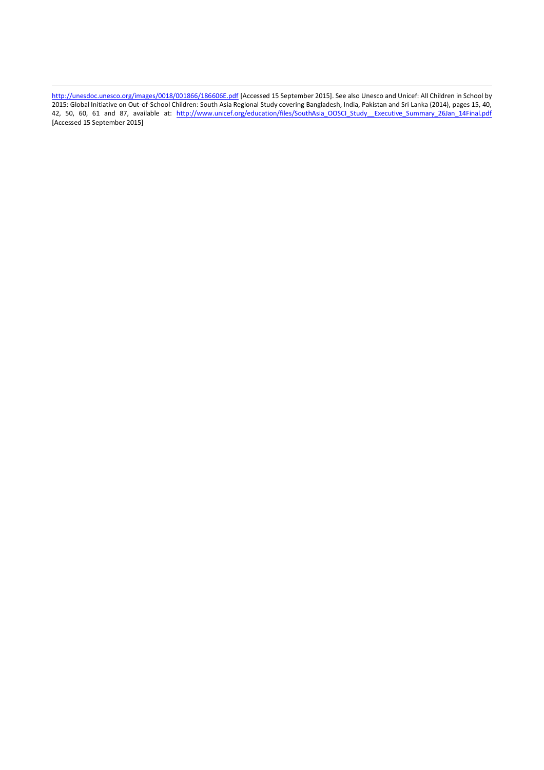http://unesdoc.unesco.org/images/0018/001866/186606E.pdf [Accessed 15 September 2015]. See also Unesco and Unicef: All Children in School by 2015: Global Initiative on Out-of-School Children: South Asia Regional Study covering Bangladesh, India, Pakistan and Sri Lanka (2014), pages 15, 40, 42, 50, 60, 61 and 87, available at: http://www.unicef.org/education/files/SouthAsia_OOSCI_Study__Executive_Summary_26Jan_14Final.pdf [Accessed 15 September 2015]